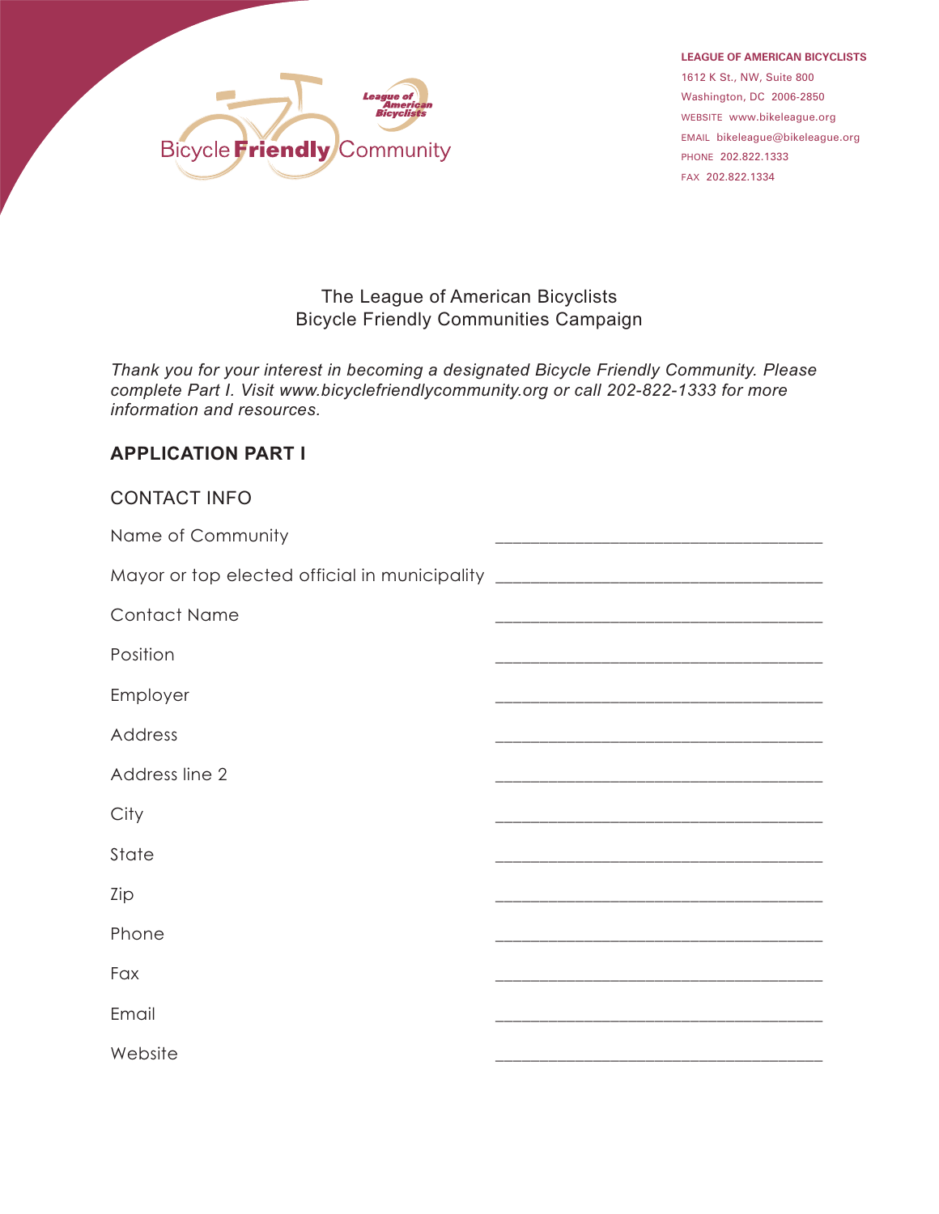Bicycle Friendly Community

League of American Bicyclists

**LEAGUE OF AMERICAN BICYCLISTS**
1612 K St., NW, Suite 800
Washington, DC 2006-2850
WEBSITE www.bikeleague.org
EMAIL bikeleague@bikeleague.org
PHONE 202.822.1333
FAX 202.822.1334

The League of American Bicyclists
Bicycle Friendly Communities Campaign

*Thank you for your interest in becoming a designated Bicycle Friendly Community. Please complete Part I. Visit www.bicyclefriendlycommunity.org or call 202-822-1333 for more information and resources.*

## APPLICATION PART I

### CONTACT INFO

Name of Community ______________________________________

Mayor or top elected official in municipality ______________________________________

Contact Name ______________________________________

Position ______________________________________

Employer ______________________________________

Address ______________________________________

Address line 2 ______________________________________

City ______________________________________

State ______________________________________

Zip ______________________________________

Phone ______________________________________

Fax ______________________________________

Email ______________________________________

Website ______________________________________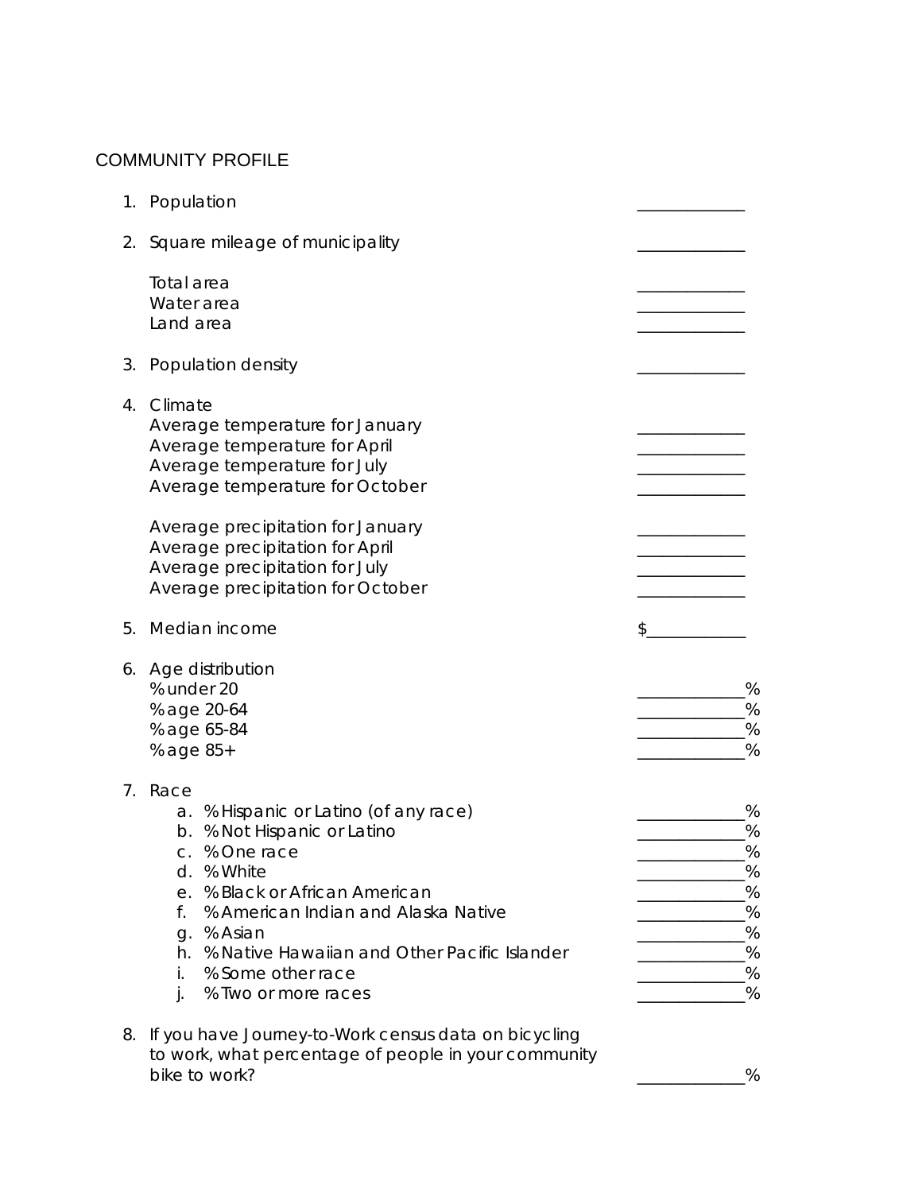## COMMUNITY PROFILE

1. Population ____________

2. Square mileage of municipality ____________

   Total area ____________
   Water area ____________
   Land area ____________

3. Population density ____________

4. Climate
   Average temperature for January ____________
   Average temperature for April ____________
   Average temperature for July ____________
   Average temperature for October ____________

   Average precipitation for January ____________
   Average precipitation for April ____________
   Average precipitation for July ____________
   Average precipitation for October ____________

5. Median income $____________

6. Age distribution
   % under 20 ____________%
   % age 20-64 ____________%
   % age 65-84 ____________%
   % age 85+ ____________%

7. Race
   a. % Hispanic or Latino (of any race) ____________%
   b. % Not Hispanic or Latino ____________%
   c. % One race ____________%
   d. % White ____________%
   e. % Black or African American ____________%
   f. % American Indian and Alaska Native ____________%
   g. % Asian ____________%
   h. % Native Hawaiian and Other Pacific Islander ____________%
   i. % Some other race ____________%
   j. % Two or more races ____________%

8. If you have Journey-to-Work census data on bicycling to work, what percentage of people in your community bike to work? ____________%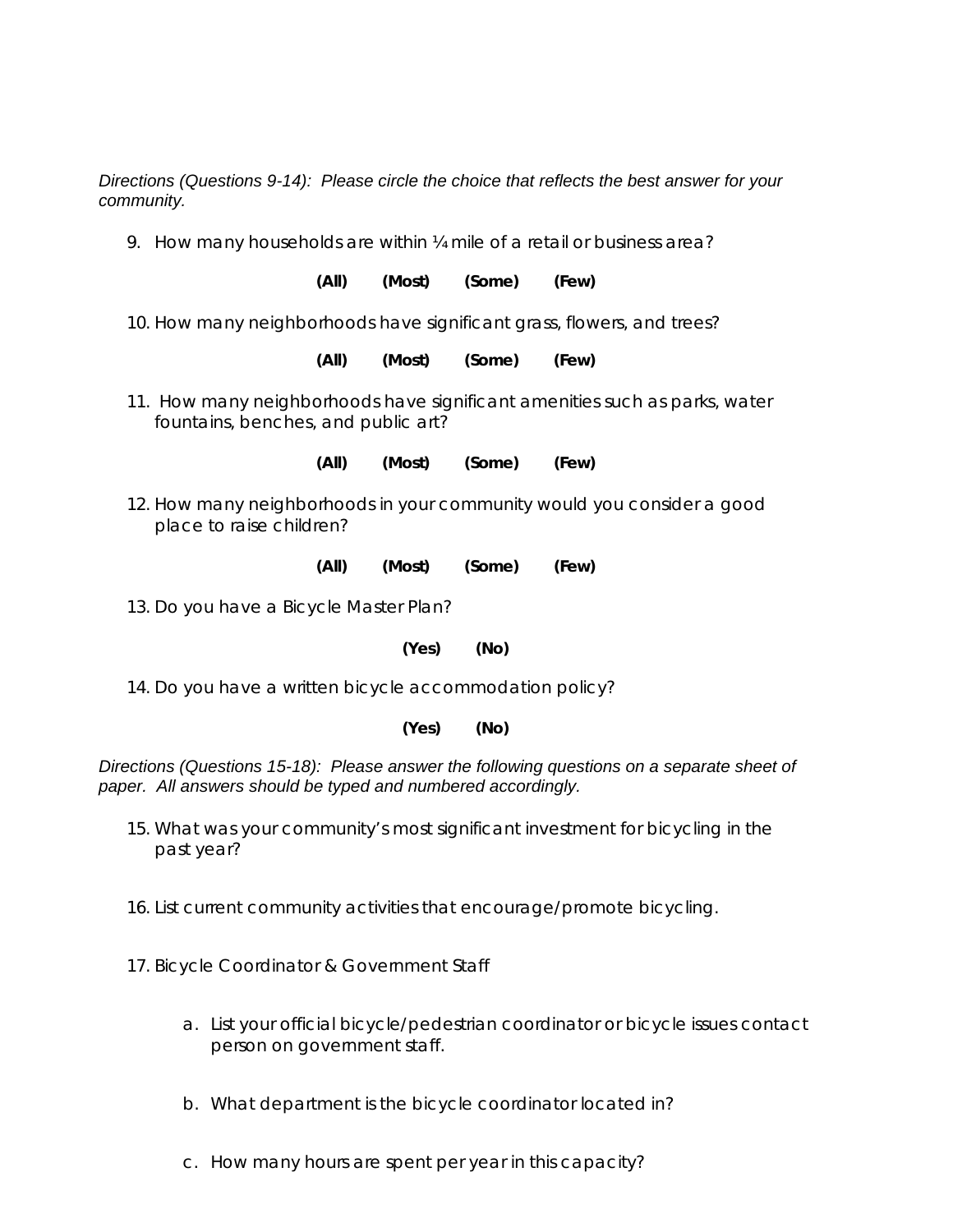*Directions (Questions 9-14): Please circle the choice that reflects the best answer for your community.*

9. How many households are within ¼ mile of a retail or business area?

   **(All) (Most) (Some) (Few)**

10. How many neighborhoods have significant grass, flowers, and trees?

    **(All) (Most) (Some) (Few)**

11. How many neighborhoods have significant amenities such as parks, water fountains, benches, and public art?

    **(All) (Most) (Some) (Few)**

12. How many neighborhoods in your community would you consider a good place to raise children?

    **(All) (Most) (Some) (Few)**

13. Do you have a Bicycle Master Plan?

    **(Yes) (No)**

14. Do you have a written bicycle accommodation policy?

    **(Yes) (No)**

*Directions (Questions 15-18): Please answer the following questions on a separate sheet of paper. All answers should be typed and numbered accordingly.*

15. What was your community's most significant investment for bicycling in the past year?

16. List current community activities that encourage/promote bicycling.

17. Bicycle Coordinator & Government Staff

    a. List your official bicycle/pedestrian coordinator or bicycle issues contact person on government staff.

    b. What department is the bicycle coordinator located in?

    c. How many hours are spent per year in this capacity?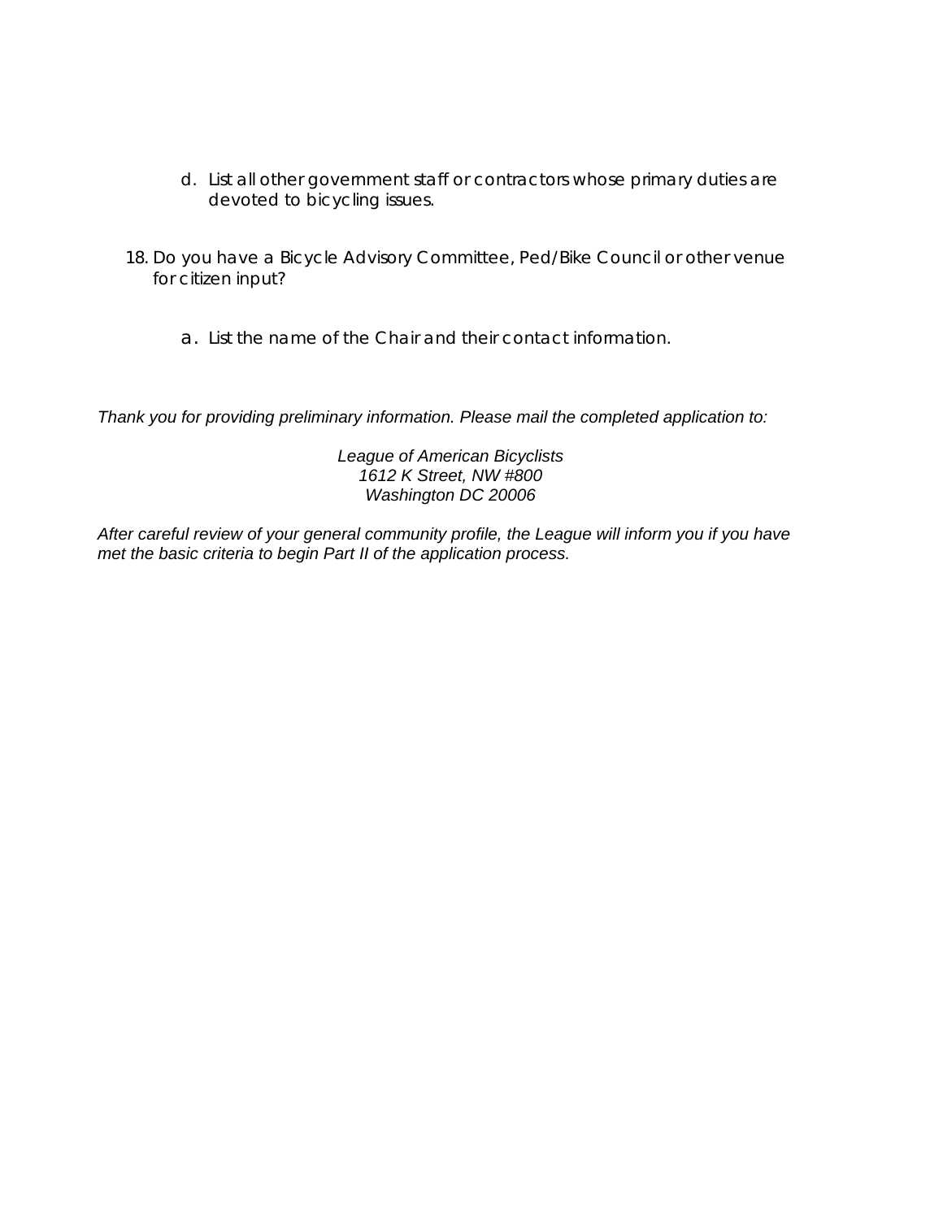d. List all other government staff or contractors whose primary duties are devoted to bicycling issues.

18. Do you have a Bicycle Advisory Committee, Ped/Bike Council or other venue for citizen input?

    a. List the name of the Chair and their contact information.

*Thank you for providing preliminary information. Please mail the completed application to:*

*League of American Bicyclists*
*1612 K Street, NW #800*
*Washington DC 20006*

*After careful review of your general community profile, the League will inform you if you have met the basic criteria to begin Part II of the application process.*